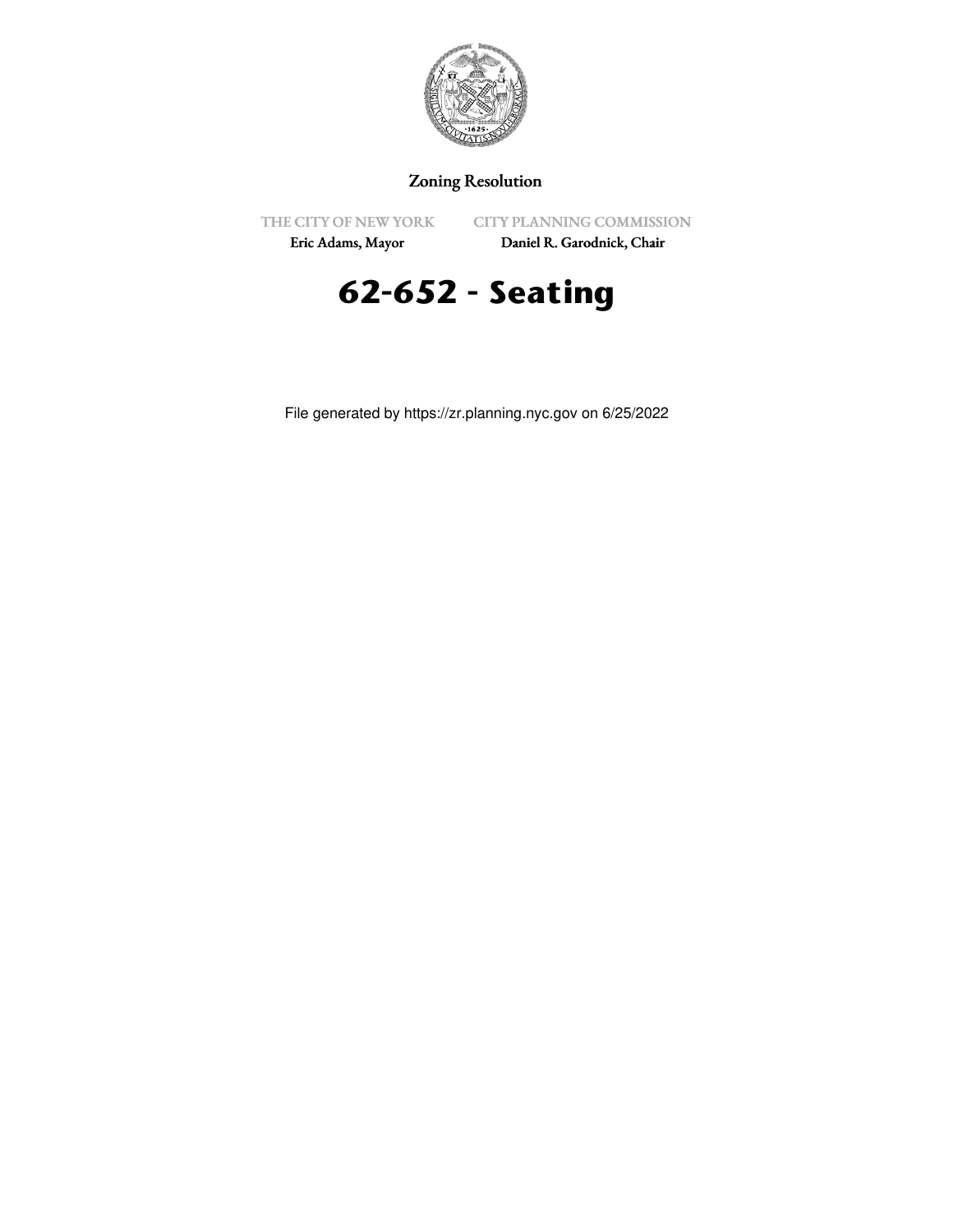Zoning Resolution

THE CITY OF NEW YORK
Eric Adams, Mayor

CITY PLANNING COMMISSION
Daniel R. Garodnick, Chair

# 62-652 - Seating

File generated by https://zr.planning.nyc.gov on 6/25/2022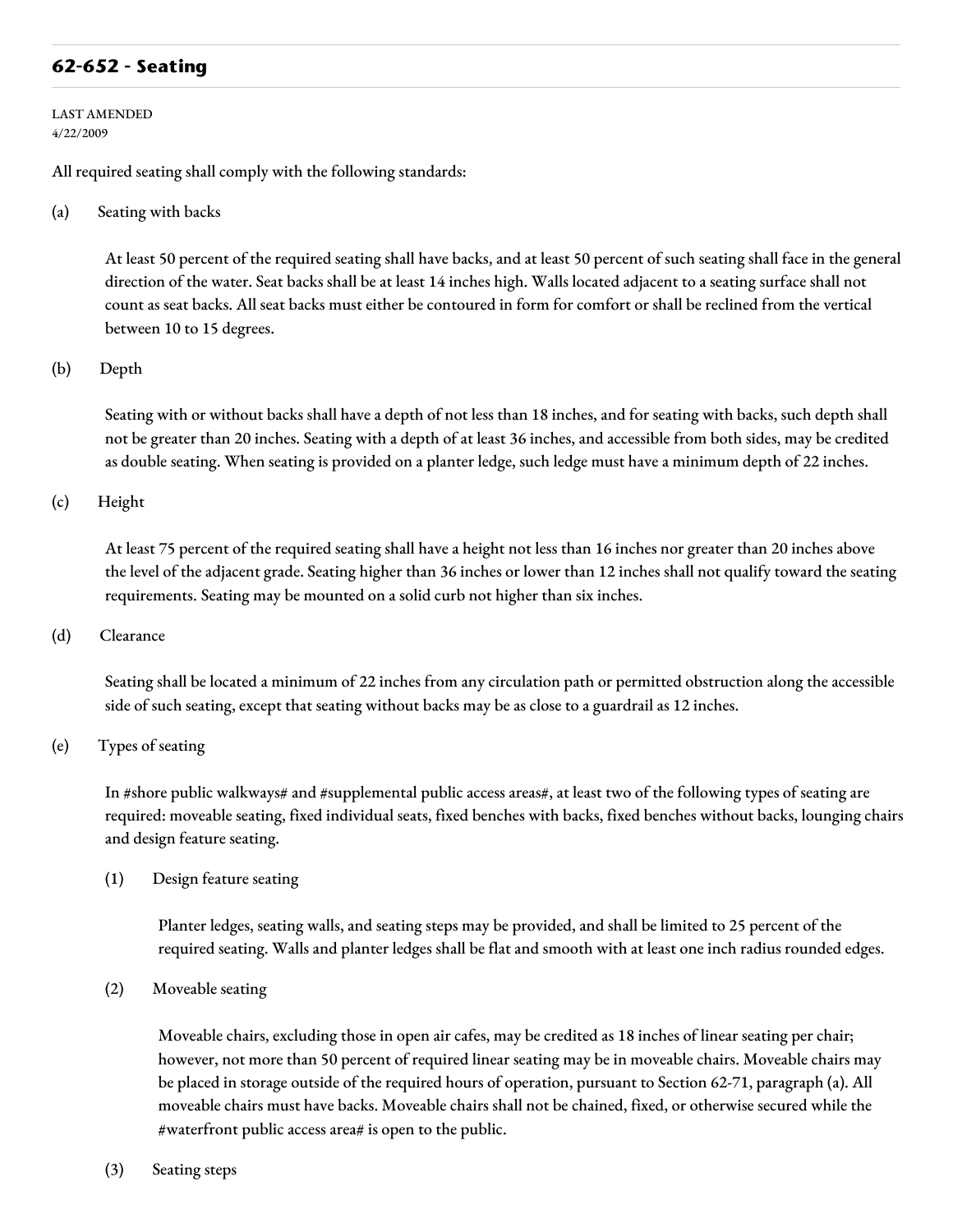## 62-652 - Seating

LAST AMENDED
4/22/2009

All required seating shall comply with the following standards:

(a) Seating with backs

At least 50 percent of the required seating shall have backs, and at least 50 percent of such seating shall face in the general direction of the water. Seat backs shall be at least 14 inches high. Walls located adjacent to a seating surface shall not count as seat backs. All seat backs must either be contoured in form for comfort or shall be reclined from the vertical between 10 to 15 degrees.

(b) Depth

Seating with or without backs shall have a depth of not less than 18 inches, and for seating with backs, such depth shall not be greater than 20 inches. Seating with a depth of at least 36 inches, and accessible from both sides, may be credited as double seating. When seating is provided on a planter ledge, such ledge must have a minimum depth of 22 inches.

(c) Height

At least 75 percent of the required seating shall have a height not less than 16 inches nor greater than 20 inches above the level of the adjacent grade. Seating higher than 36 inches or lower than 12 inches shall not qualify toward the seating requirements. Seating may be mounted on a solid curb not higher than six inches.

(d) Clearance

Seating shall be located a minimum of 22 inches from any circulation path or permitted obstruction along the accessible side of such seating, except that seating without backs may be as close to a guardrail as 12 inches.

(e) Types of seating

In #shore public walkways# and #supplemental public access areas#, at least two of the following types of seating are required: moveable seating, fixed individual seats, fixed benches with backs, fixed benches without backs, lounging chairs and design feature seating.

(1) Design feature seating

Planter ledges, seating walls, and seating steps may be provided, and shall be limited to 25 percent of the required seating. Walls and planter ledges shall be flat and smooth with at least one inch radius rounded edges.

(2) Moveable seating

Moveable chairs, excluding those in open air cafes, may be credited as 18 inches of linear seating per chair; however, not more than 50 percent of required linear seating may be in moveable chairs. Moveable chairs may be placed in storage outside of the required hours of operation, pursuant to Section 62-71, paragraph (a). All moveable chairs must have backs. Moveable chairs shall not be chained, fixed, or otherwise secured while the #waterfront public access area# is open to the public.

(3) Seating steps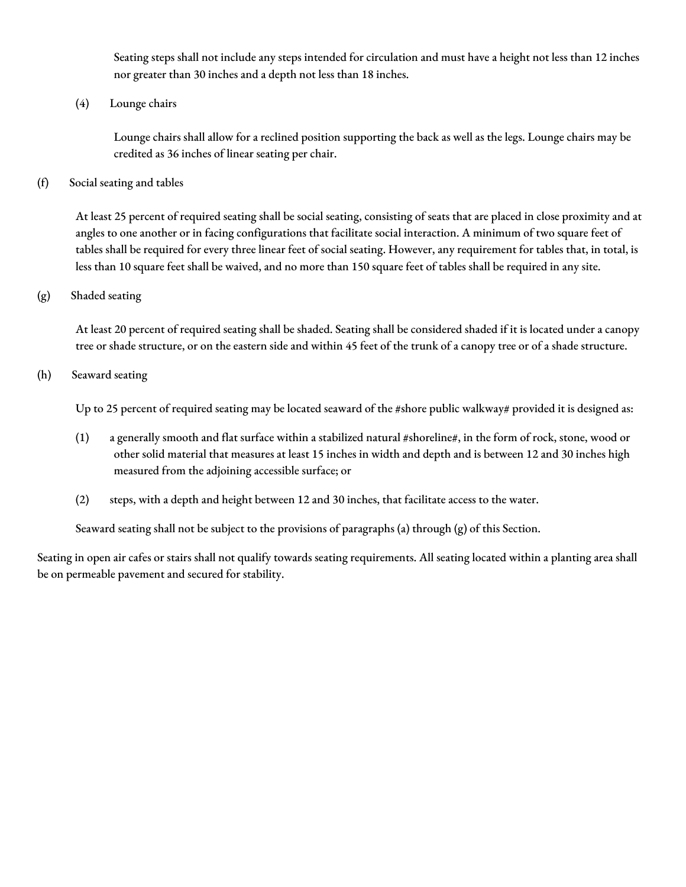Seating steps shall not include any steps intended for circulation and must have a height not less than 12 inches nor greater than 30 inches and a depth not less than 18 inches.

(4) Lounge chairs

Lounge chairs shall allow for a reclined position supporting the back as well as the legs. Lounge chairs may be credited as 36 inches of linear seating per chair.

(f) Social seating and tables

At least 25 percent of required seating shall be social seating, consisting of seats that are placed in close proximity and at angles to one another or in facing configurations that facilitate social interaction. A minimum of two square feet of tables shall be required for every three linear feet of social seating. However, any requirement for tables that, in total, is less than 10 square feet shall be waived, and no more than 150 square feet of tables shall be required in any site.

(g) Shaded seating

At least 20 percent of required seating shall be shaded. Seating shall be considered shaded if it is located under a canopy tree or shade structure, or on the eastern side and within 45 feet of the trunk of a canopy tree or of a shade structure.

(h) Seaward seating

Up to 25 percent of required seating may be located seaward of the #shore public walkway# provided it is designed as:

(1) a generally smooth and flat surface within a stabilized natural #shoreline#, in the form of rock, stone, wood or other solid material that measures at least 15 inches in width and depth and is between 12 and 30 inches high measured from the adjoining accessible surface; or

(2) steps, with a depth and height between 12 and 30 inches, that facilitate access to the water.

Seaward seating shall not be subject to the provisions of paragraphs (a) through (g) of this Section.

Seating in open air cafes or stairs shall not qualify towards seating requirements. All seating located within a planting area shall be on permeable pavement and secured for stability.